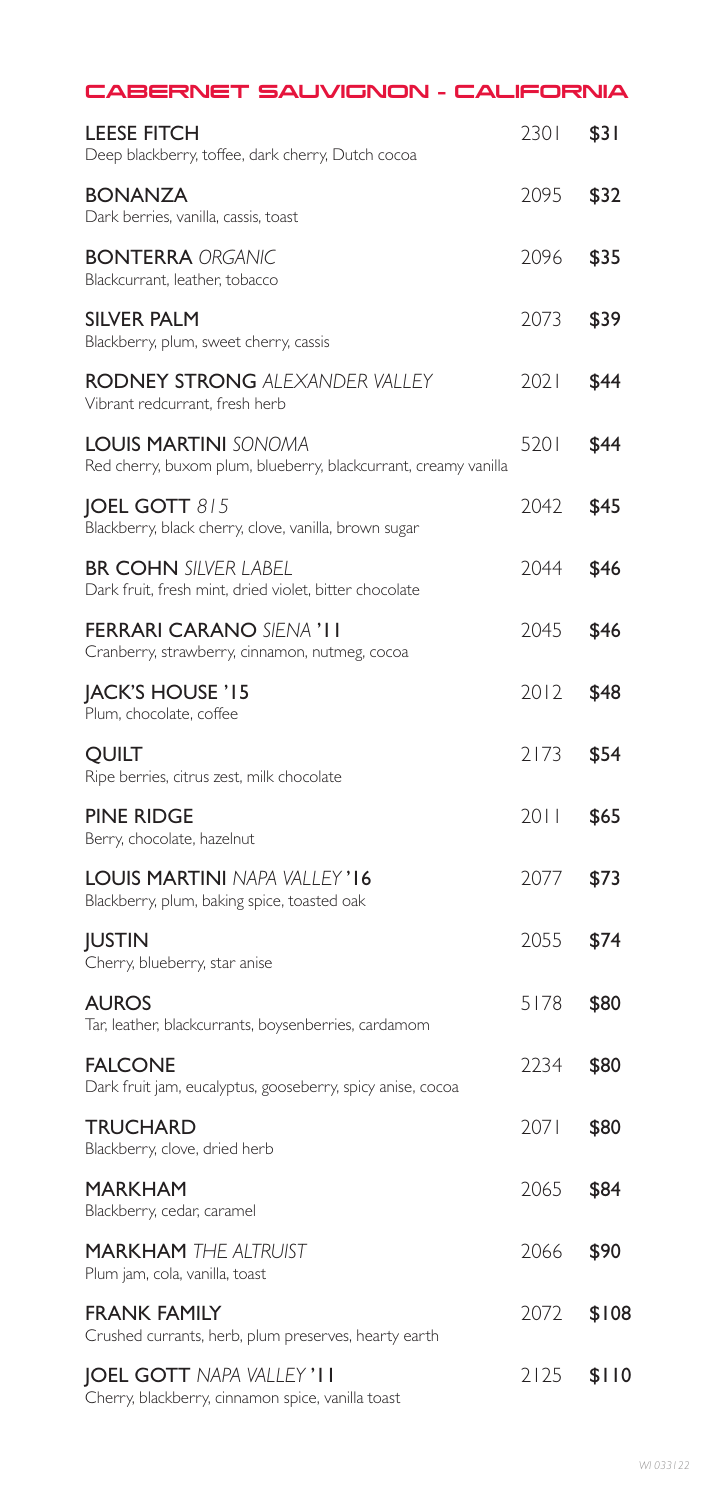## CABERNET SAUVIGNON - CALIFORNIA

**LEESE FITCH** 2301 $31
Deep blackberry, toffee, dark cherry, Dutch cocoa

**BONANZA** 2095 $32
Dark berries, vanilla, cassis, toast

**BONTERRA** *ORGANIC* 2096 $35
Blackcurrant, leather, tobacco

**SILVER PALM** 2073 $39
Blackberry, plum, sweet cherry, cassis

**RODNEY STRONG** *ALEXANDER VALLEY* 2021 $44
Vibrant redcurrant, fresh herb

**LOUIS MARTINI** *SONOMA* 5201 $44
Red cherry, buxom plum, blueberry, blackcurrant, creamy vanilla

**JOEL GOTT** *815* 2042 $45
Blackberry, black cherry, clove, vanilla, brown sugar

**BR COHN** *SILVER LABEL* 2044 $46
Dark fruit, fresh mint, dried violet, bitter chocolate

**FERRARI CARANO** *SIENA* **'11** 2045 $46
Cranberry, strawberry, cinnamon, nutmeg, cocoa

**JACK'S HOUSE '15** 2012 $48
Plum, chocolate, coffee

**QUILT** 2173 $54
Ripe berries, citrus zest, milk chocolate

**PINE RIDGE** 2011 $65
Berry, chocolate, hazelnut

**LOUIS MARTINI** *NAPA VALLEY* **'16** 2077 $73
Blackberry, plum, baking spice, toasted oak

**JUSTIN** 2055 $74
Cherry, blueberry, star anise

**AUROS** 5178 $80
Tar, leather, blackcurrants, boysenberries, cardamom

**FALCONE** 2234 $80
Dark fruit jam, eucalyptus, gooseberry, spicy anise, cocoa

**TRUCHARD** 2071 $80
Blackberry, clove, dried herb

**MARKHAM** 2065 $84
Blackberry, cedar, caramel

**MARKHAM** *THE ALTRUIST* 2066 $90
Plum jam, cola, vanilla, toast

**FRANK FAMILY** 2072 $108
Crushed currants, herb, plum preserves, hearty earth

**JOEL GOTT** *NAPA VALLEY* **'11** 2125 $110
Cherry, blackberry, cinnamon spice, vanilla toast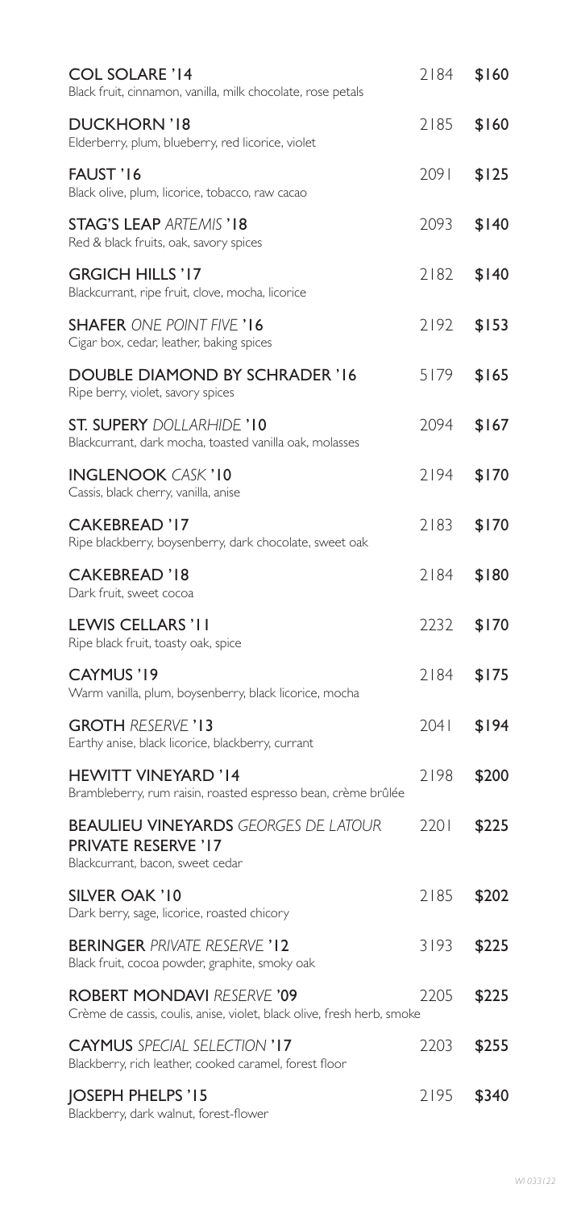**COL SOLARE '14** 2184 $160
Black fruit, cinnamon, vanilla, milk chocolate, rose petals

**DUCKHORN '18** 2185 $160
Elderberry, plum, blueberry, red licorice, violet

**FAUST '16** 2091 $125
Black olive, plum, licorice, tobacco, raw cacao

**STAG'S LEAP** *ARTEMIS* **'18** 2093 $140
Red & black fruits, oak, savory spices

**GRGICH HILLS '17** 2182 $140
Blackcurrant, ripe fruit, clove, mocha, licorice

**SHAFER** *ONE POINT FIVE* **'16** 2192 $153
Cigar box, cedar, leather, baking spices

**DOUBLE DIAMOND BY SCHRADER '16** 5179 $165
Ripe berry, violet, savory spices

**ST. SUPERY** *DOLLARHIDE* **'10** 2094 $167
Blackcurrant, dark mocha, toasted vanilla oak, molasses

**INGLENOOK** *CASK* **'10** 2194 $170
Cassis, black cherry, vanilla, anise

**CAKEBREAD '17** 2183 $170
Ripe blackberry, boysenberry, dark chocolate, sweet oak

**CAKEBREAD '18** 2184 $180
Dark fruit, sweet cocoa

**LEWIS CELLARS '11** 2232 $170
Ripe black fruit, toasty oak, spice

**CAYMUS '19** 2184 $175
Warm vanilla, plum, boysenberry, black licorice, mocha

**GROTH** *RESERVE* **'13** 2041 $194
Earthy anise, black licorice, blackberry, currant

**HEWITT VINEYARD '14** 2198 $200
Brambleberry, rum raisin, roasted espresso bean, crème brûlée

**BEAULIEU VINEYARDS** *GEORGES DE LATOUR* **PRIVATE RESERVE '17** 2201 $225
Blackcurrant, bacon, sweet cedar

**SILVER OAK '10** 2185 $202
Dark berry, sage, licorice, roasted chicory

**BERINGER** *PRIVATE RESERVE* **'12** 3193 $225
Black fruit, cocoa powder, graphite, smoky oak

**ROBERT MONDAVI** *RESERVE* **'09** 2205 $225
Crème de cassis, coulis, anise, violet, black olive, fresh herb, smoke

**CAYMUS** *SPECIAL SELECTION* **'17** 2203 $255
Blackberry, rich leather, cooked caramel, forest floor

**JOSEPH PHELPS '15** 2195 $340
Blackberry, dark walnut, forest-flower

WI 033122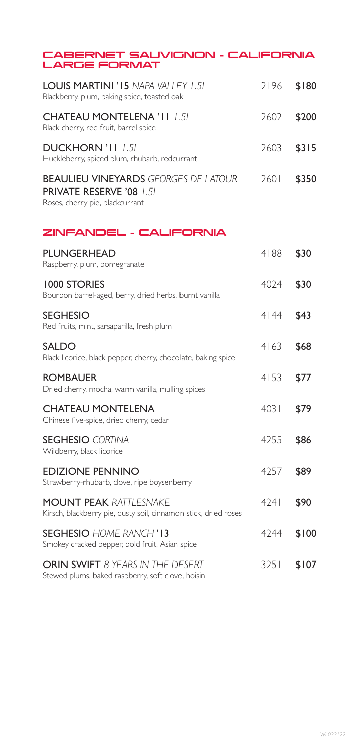## CABERNET SAUVIGNON - CALIFORNIA LARGE FORMAT

**LOUIS MARTINI '15** *NAPA VALLEY 1.5L* — 2196 — **$180**
Blackberry, plum, baking spice, toasted oak

**CHATEAU MONTELENA '11** *1.5L* — 2602 — **$200**
Black cherry, red fruit, barrel spice

**DUCKHORN '11** *1.5L* — 2603 — **$315**
Huckleberry, spiced plum, rhubarb, redcurrant

**BEAULIEU VINEYARDS** *GEORGES DE LATOUR* **PRIVATE RESERVE '08** *1.5L* — 2601 — **$350**
Roses, cherry pie, blackcurrant

## ZINFANDEL - CALIFORNIA

**PLUNGERHEAD** — 4188 — **$30**
Raspberry, plum, pomegranate

**1000 STORIES** — 4024 — **$30**
Bourbon barrel-aged, berry, dried herbs, burnt vanilla

**SEGHESIO** — 4144 — **$43**
Red fruits, mint, sarsaparilla, fresh plum

**SALDO** — 4163 — **$68**
Black licorice, black pepper, cherry, chocolate, baking spice

**ROMBAUER** — 4153 — **$77**
Dried cherry, mocha, warm vanilla, mulling spices

**CHATEAU MONTELENA** — 4031 — **$79**
Chinese five-spice, dried cherry, cedar

**SEGHESIO** *CORTINA* — 4255 — **$86**
Wildberry, black licorice

**EDIZIONE PENNINO** — 4257 — **$89**
Strawberry-rhubarb, clove, ripe boysenberry

**MOUNT PEAK** *RATTLESNAKE* — 4241 — **$90**
Kirsch, blackberry pie, dusty soil, cinnamon stick, dried roses

**SEGHESIO** *HOME RANCH* **'13** — 4244 — **$100**
Smokey cracked pepper, bold fruit, Asian spice

**ORIN SWIFT** *8 YEARS IN THE DESERT* — 3251 — **$107**
Stewed plums, baked raspberry, soft clove, hoisin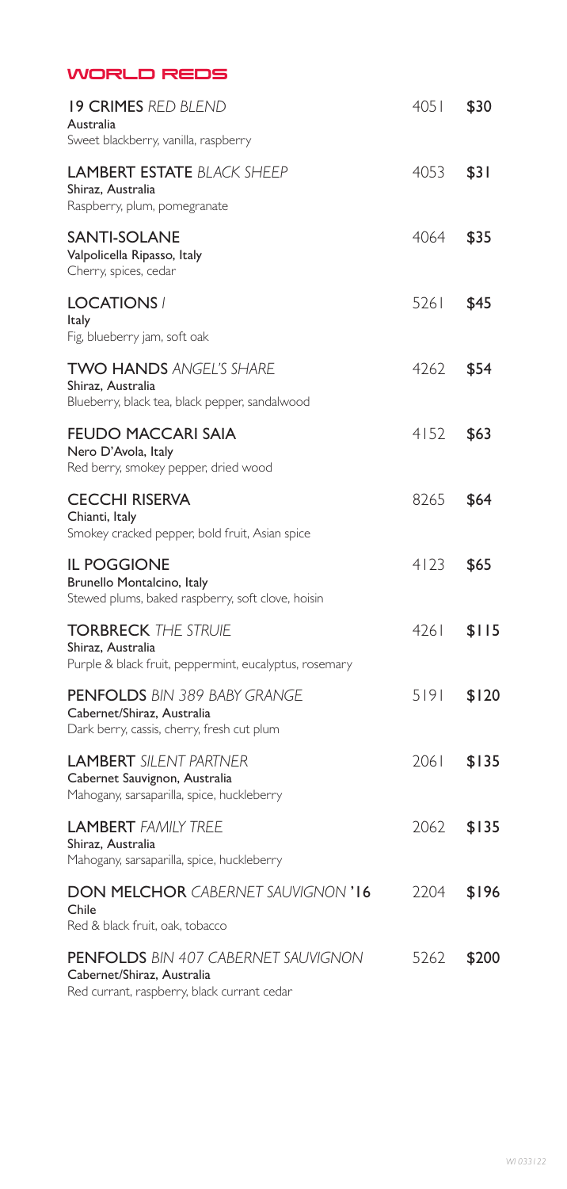## WORLD REDS

**19 CRIMES** *RED BLEND* — 4051 — **$30**
Australia
Sweet blackberry, vanilla, raspberry

**LAMBERT ESTATE** *BLACK SHEEP* — 4053 — **$31**
Shiraz, Australia
Raspberry, plum, pomegranate

**SANTI-SOLANE** — 4064 — **$35**
Valpolicella Ripasso, Italy
Cherry, spices, cedar

**LOCATIONS** *I* — 5261 — **$45**
Italy
Fig, blueberry jam, soft oak

**TWO HANDS** *ANGEL'S SHARE* — 4262 — **$54**
Shiraz, Australia
Blueberry, black tea, black pepper, sandalwood

**FEUDO MACCARI SAIA** — 4152 — **$63**
Nero D'Avola, Italy
Red berry, smokey pepper, dried wood

**CECCHI RISERVA** — 8265 — **$64**
Chianti, Italy
Smokey cracked pepper, bold fruit, Asian spice

**IL POGGIONE** — 4123 — **$65**
Brunello Montalcino, Italy
Stewed plums, baked raspberry, soft clove, hoisin

**TORBRECK** *THE STRUIE* — 4261 — **$115**
Shiraz, Australia
Purple & black fruit, peppermint, eucalyptus, rosemary

**PENFOLDS** *BIN 389 BABY GRANGE* — 5191 — **$120**
Cabernet/Shiraz, Australia
Dark berry, cassis, cherry, fresh cut plum

**LAMBERT** *SILENT PARTNER* — 2061 — **$135**
Cabernet Sauvignon, Australia
Mahogany, sarsaparilla, spice, huckleberry

**LAMBERT** *FAMILY TREE* — 2062 — **$135**
Shiraz, Australia
Mahogany, sarsaparilla, spice, huckleberry

**DON MELCHOR** *CABERNET SAUVIGNON '16* — 2204 — **$196**
Chile
Red & black fruit, oak, tobacco

**PENFOLDS** *BIN 407 CABERNET SAUVIGNON* — 5262 — **$200**
Cabernet/Shiraz, Australia
Red currant, raspberry, black currant cedar

*WI 033122*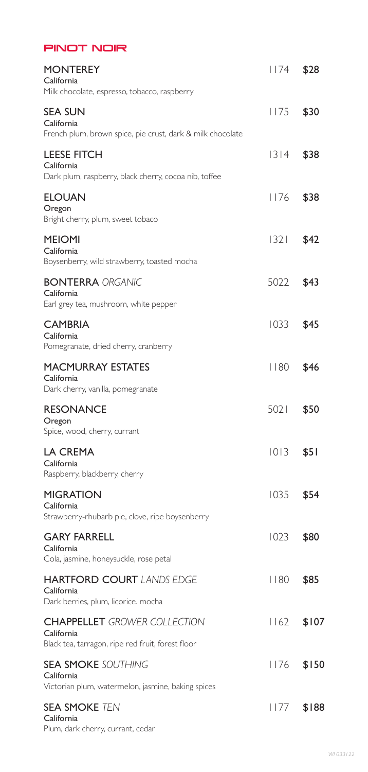## PINOT NOIR

**MONTEREY**
California
Milk chocolate, espresso, tobacco, raspberry
1174 **$28**

**SEA SUN**
California
French plum, brown spice, pie crust, dark & milk chocolate
1175 **$30**

**LEESE FITCH**
California
Dark plum, raspberry, black cherry, cocoa nib, toffee
1314 **$38**

**ELOUAN**
Oregon
Bright cherry, plum, sweet tobaco
1176 **$38**

**MEIOMI**
California
Boysenberry, wild strawberry, toasted mocha
1321 **$42**

**BONTERRA** *ORGANIC*
California
Earl grey tea, mushroom, white pepper
5022 **$43**

**CAMBRIA**
California
Pomegranate, dried cherry, cranberry
1033 **$45**

**MACMURRAY ESTATES**
California
Dark cherry, vanilla, pomegranate
1180 **$46**

**RESONANCE**
Oregon
Spice, wood, cherry, currant
5021 **$50**

**LA CREMA**
California
Raspberry, blackberry, cherry
1013 **$51**

**MIGRATION**
California
Strawberry-rhubarb pie, clove, ripe boysenberry
1035 **$54**

**GARY FARRELL**
California
Cola, jasmine, honeysuckle, rose petal
1023 **$80**

**HARTFORD COURT** *LANDS EDGE*
California
Dark berries, plum, licorice. mocha
1180 **$85**

**CHAPPELLET** *GROWER COLLECTION*
California
Black tea, tarragon, ripe red fruit, forest floor
1162 **$107**

**SEA SMOKE** *SOUTHING*
California
Victorian plum, watermelon, jasmine, baking spices
1176 **$150**

**SEA SMOKE** *TEN*
California
Plum, dark cherry, currant, cedar
1177 **$188**

*WI 033122*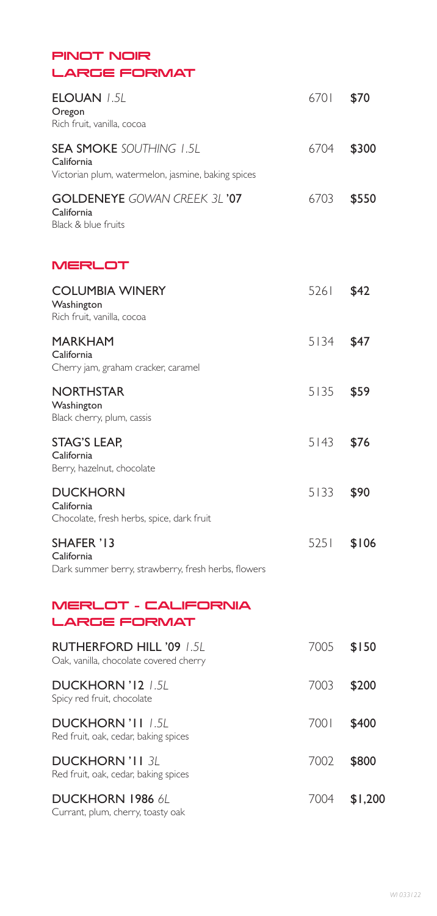## PINOT NOIR
## LARGE FORMAT

**ELOUAN** *1.5L* 6701 **$70**
Oregon
Rich fruit, vanilla, cocoa

**SEA SMOKE** *SOUTHING 1.5L* 6704 **$300**
California
Victorian plum, watermelon, jasmine, baking spices

**GOLDENEYE** *GOWAN CREEK 3L* **'07** 6703 **$550**
California
Black & blue fruits

## MERLOT

**COLUMBIA WINERY** 5261 **$42**
Washington
Rich fruit, vanilla, cocoa

**MARKHAM** 5134 **$47**
California
Cherry jam, graham cracker, caramel

**NORTHSTAR** 5135 **$59**
Washington
Black cherry, plum, cassis

**STAG'S LEAP,** 5143 **$76**
California
Berry, hazelnut, chocolate

**DUCKHORN** 5133 **$90**
California
Chocolate, fresh herbs, spice, dark fruit

**SHAFER '13** 5251 **$106**
California
Dark summer berry, strawberry, fresh herbs, flowers

## MERLOT - CALIFORNIA
## LARGE FORMAT

**RUTHERFORD HILL '09** *1.5L* 7005 **$150**
Oak, vanilla, chocolate covered cherry

**DUCKHORN '12** *1.5L* 7003 **$200**
Spicy red fruit, chocolate

**DUCKHORN '11** *1.5L* 7001 **$400**
Red fruit, oak, cedar, baking spices

**DUCKHORN '11** *3L* 7002 **$800**
Red fruit, oak, cedar, baking spices

**DUCKHORN 1986** *6L* 7004 **$1,200**
Currant, plum, cherry, toasty oak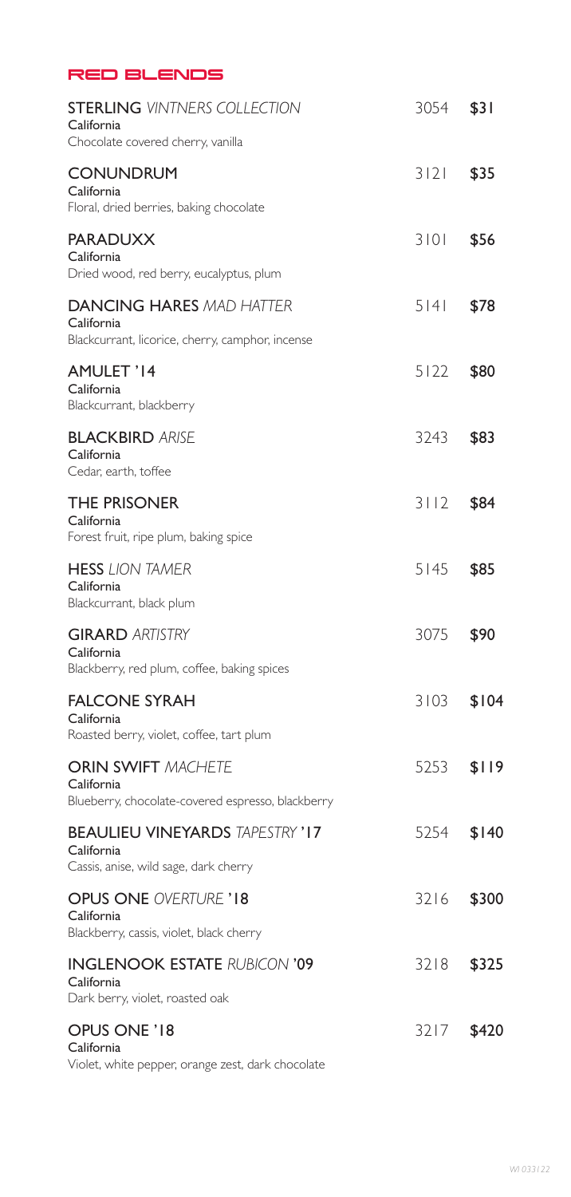## RED BLENDS

**STERLING** *VINTNERS COLLECTION* 3054 **$31**
California
Chocolate covered cherry, vanilla

**CONUNDRUM** 3121 **$35**
California
Floral, dried berries, baking chocolate

**PARADUXX** 3101 **$56**
California
Dried wood, red berry, eucalyptus, plum

**DANCING HARES** *MAD HATTER* 5141 **$78**
California
Blackcurrant, licorice, cherry, camphor, incense

**AMULET '14** 5122 **$80**
California
Blackcurrant, blackberry

**BLACKBIRD** *ARISE* 3243 **$83**
California
Cedar, earth, toffee

**THE PRISONER** 3112 **$84**
California
Forest fruit, ripe plum, baking spice

**HESS** *LION TAMER* 5145 **$85**
California
Blackcurrant, black plum

**GIRARD** *ARTISTRY* 3075 **$90**
California
Blackberry, red plum, coffee, baking spices

**FALCONE SYRAH** 3103 **$104**
California
Roasted berry, violet, coffee, tart plum

**ORIN SWIFT** *MACHETE* 5253 **$119**
California
Blueberry, chocolate-covered espresso, blackberry

**BEAULIEU VINEYARDS** *TAPESTRY* **'17** 5254 **$140**
California
Cassis, anise, wild sage, dark cherry

**OPUS ONE** *OVERTURE* **'18** 3216 **$300**
California
Blackberry, cassis, violet, black cherry

**INGLENOOK ESTATE** *RUBICON* **'09** 3218 **$325**
California
Dark berry, violet, roasted oak

**OPUS ONE '18** 3217 **$420**
California
Violet, white pepper, orange zest, dark chocolate

*WI 033122*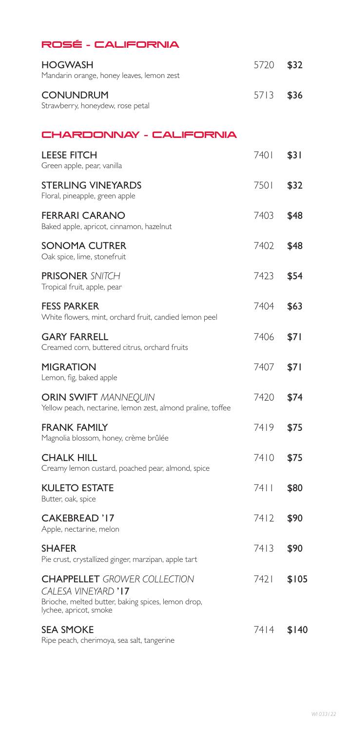## ROSÉ - CALIFORNIA

**HOGWASH** 5720 **$32**
Mandarin orange, honey leaves, lemon zest

**CONUNDRUM** 5713 **$36**
Strawberry, honeydew, rose petal

## CHARDONNAY - CALIFORNIA

**LEESE FITCH** 7401 **$31**
Green apple, pear, vanilla

**STERLING VINEYARDS** 7501 **$32**
Floral, pineapple, green apple

**FERRARI CARANO** 7403 **$48**
Baked apple, apricot, cinnamon, hazelnut

**SONOMA CUTRER** 7402 **$48**
Oak spice, lime, stonefruit

**PRISONER** *SNITCH* 7423 **$54**
Tropical fruit, apple, pear

**FESS PARKER** 7404 **$63**
White flowers, mint, orchard fruit, candied lemon peel

**GARY FARRELL** 7406 **$71**
Creamed corn, buttered citrus, orchard fruits

**MIGRATION** 7407 **$71**
Lemon, fig, baked apple

**ORIN SWIFT** *MANNEQUIN* 7420 **$74**
Yellow peach, nectarine, lemon zest, almond praline, toffee

**FRANK FAMILY** 7419 **$75**
Magnolia blossom, honey, crème brûlée

**CHALK HILL** 7410 **$75**
Creamy lemon custard, poached pear, almond, spice

**KULETO ESTATE** 7411 **$80**
Butter, oak, spice

**CAKEBREAD '17** 7412 **$90**
Apple, nectarine, melon

**SHAFER** 7413 **$90**
Pie crust, crystallized ginger, marzipan, apple tart

**CHAPPELLET** *GROWER COLLECTION CALESA VINEYARD* **'17** 7421 **$105**
Brioche, melted butter, baking spices, lemon drop, lychee, apricot, smoke

**SEA SMOKE** 7414 **$140**
Ripe peach, cherimoya, sea salt, tangerine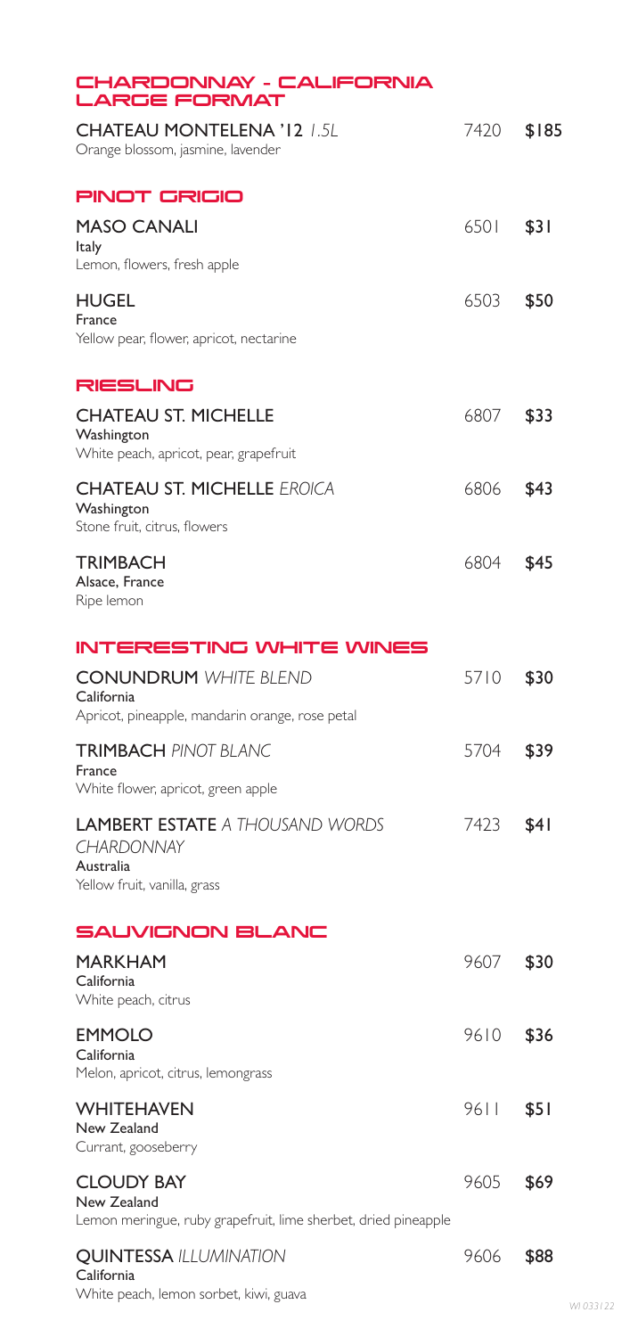## CHARDONNAY - CALIFORNIA LARGE FORMAT

**CHATEAU MONTELENA '12** *1.5L* — 7420 — **$185**
Orange blossom, jasmine, lavender

## PINOT GRIGIO

**MASO CANALI** — 6501 — **$31**
Italy
Lemon, flowers, fresh apple

**HUGEL** — 6503 — **$50**
France
Yellow pear, flower, apricot, nectarine

## RIESLING

**CHATEAU ST. MICHELLE** — 6807 — **$33**
Washington
White peach, apricot, pear, grapefruit

**CHATEAU ST. MICHELLE** *EROICA* — 6806 — **$43**
Washington
Stone fruit, citrus, flowers

**TRIMBACH** — 6804 — **$45**
Alsace, France
Ripe lemon

## INTERESTING WHITE WINES

**CONUNDRUM** *WHITE BLEND* — 5710 — **$30**
California
Apricot, pineapple, mandarin orange, rose petal

**TRIMBACH** *PINOT BLANC* — 5704 — **$39**
France
White flower, apricot, green apple

**LAMBERT ESTATE** *A THOUSAND WORDS CHARDONNAY* — 7423 — **$41**
Australia
Yellow fruit, vanilla, grass

## SAUVIGNON BLANC

**MARKHAM** — 9607 — **$30**
California
White peach, citrus

**EMMOLO** — 9610 — **$36**
California
Melon, apricot, citrus, lemongrass

**WHITEHAVEN** — 9611 — **$51**
New Zealand
Currant, gooseberry

**CLOUDY BAY** — 9605 — **$69**
New Zealand
Lemon meringue, ruby grapefruit, lime sherbet, dried pineapple

**QUINTESSA** *ILLUMINATION* — 9606 — **$88**
California
White peach, lemon sorbet, kiwi, guava

*WI 033122*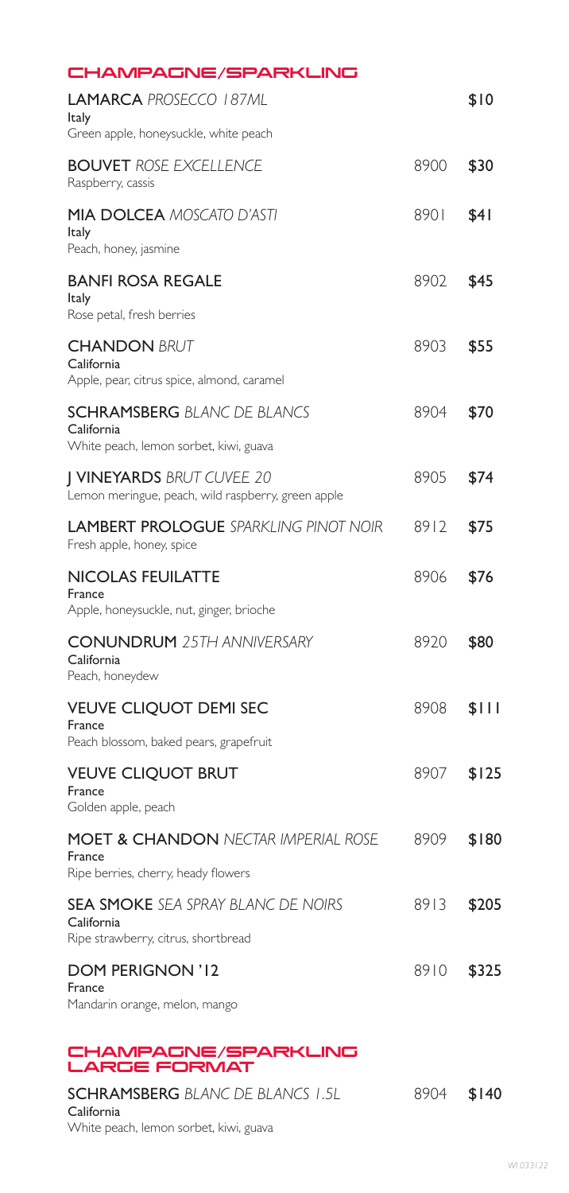## CHAMPAGNE/SPARKLING

**LAMARCA** *PROSECCO 187ML*
Italy
Green apple, honeysuckle, white peach
$10

**BOUVET** *ROSE EXCELLENCE*
Raspberry, cassis
8900 $30

**MIA DOLCEA** *MOSCATO D'ASTI*
Italy
Peach, honey, jasmine
8901 $41

**BANFI ROSA REGALE**
Italy
Rose petal, fresh berries
8902 $45

**CHANDON** *BRUT*
California
Apple, pear, citrus spice, almond, caramel
8903 $55

**SCHRAMSBERG** *BLANC DE BLANCS*
California
White peach, lemon sorbet, kiwi, guava
8904 $70

**J VINEYARDS** *BRUT CUVEE 20*
Lemon meringue, peach, wild raspberry, green apple
8905 $74

**LAMBERT PROLOGUE** *SPARKLING PINOT NOIR*
Fresh apple, honey, spice
8912 $75

**NICOLAS FEUILATTE**
France
Apple, honeysuckle, nut, ginger, brioche
8906 $76

**CONUNDRUM** *25TH ANNIVERSARY*
California
Peach, honeydew
8920 $80

**VEUVE CLIQUOT DEMI SEC**
France
Peach blossom, baked pears, grapefruit
8908 $111

**VEUVE CLIQUOT BRUT**
France
Golden apple, peach
8907 $125

**MOET & CHANDON** *NECTAR IMPERIAL ROSE*
France
Ripe berries, cherry, heady flowers
8909 $180

**SEA SMOKE** *SEA SPRAY BLANC DE NOIRS*
California
Ripe strawberry, citrus, shortbread
8913 $205

**DOM PERIGNON '12**
France
Mandarin orange, melon, mango
8910 $325

## CHAMPAGNE/SPARKLING LARGE FORMAT

**SCHRAMSBERG** *BLANC DE BLANCS 1.5L*
California
White peach, lemon sorbet, kiwi, guava
8904 $140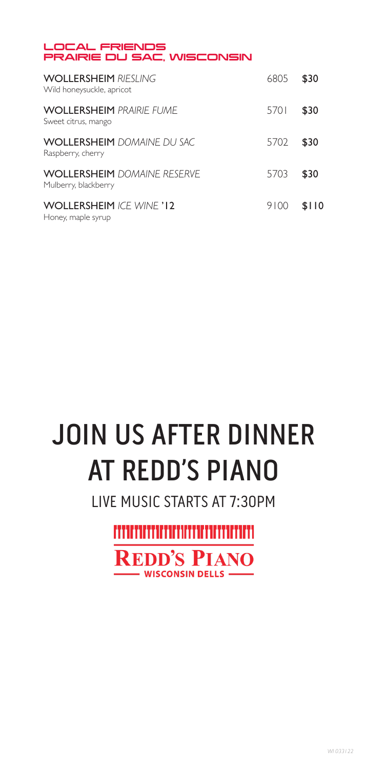## LOCAL FRIENDS
## PRAIRIE DU SAC, WISCONSIN

**WOLLERSHEIM** *RIESLING* — 6805 — **$30**
Wild honeysuckle, apricot

**WOLLERSHEIM** *PRAIRIE FUME* — 5701 — **$30**
Sweet citrus, mango

**WOLLERSHEIM** *DOMAINE DU SAC* — 5702 — **$30**
Raspberry, cherry

**WOLLERSHEIM** *DOMAINE RESERVE* — 5703 — **$30**
Mulberry, blackberry

**WOLLERSHEIM** *ICE WINE* '12 — 9100 — **$110**
Honey, maple syrup

# JOIN US AFTER DINNER AT REDD'S PIANO

LIVE MUSIC STARTS AT 7:30PM

**REDD'S PIANO**
WISCONSIN DELLS

*WI 03/22*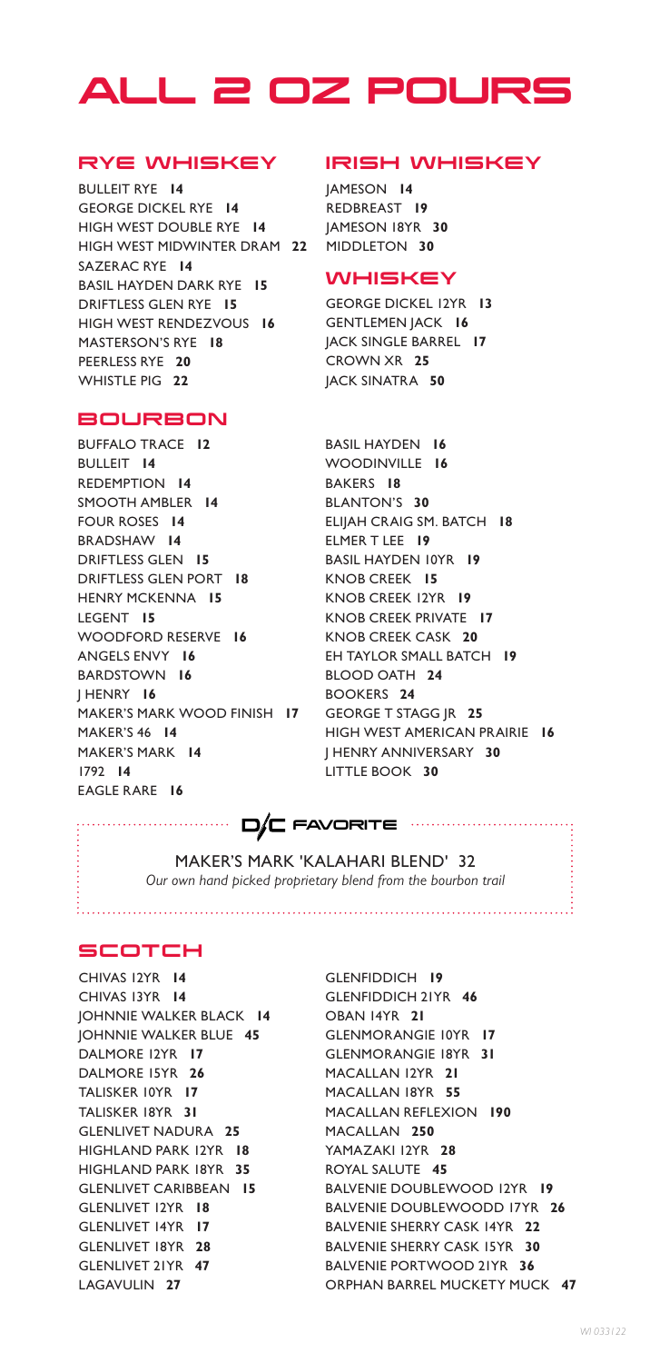# ALL 2 OZ POURS

## RYE WHISKEY

BULLEIT RYE **14**
GEORGE DICKEL RYE **14**
HIGH WEST DOUBLE RYE **14**
HIGH WEST MIDWINTER DRAM **22**
SAZERAC RYE **14**
BASIL HAYDEN DARK RYE **15**
DRIFTLESS GLEN RYE **15**
HIGH WEST RENDEZVOUS **16**
MASTERSON'S RYE **18**
PEERLESS RYE **20**
WHISTLE PIG **22**

## IRISH WHISKEY

JAMESON **14**
REDBREAST **19**
JAMESON 18YR **30**
MIDDLETON **30**

## WHISKEY

GEORGE DICKEL 12YR **13**
GENTLEMEN JACK **16**
JACK SINGLE BARREL **17**
CROWN XR **25**
JACK SINATRA **50**

## BOURBON

BUFFALO TRACE **12**
BULLEIT **14**
REDEMPTION **14**
SMOOTH AMBLER **14**
FOUR ROSES **14**
BRADSHAW **14**
DRIFTLESS GLEN **15**
DRIFTLESS GLEN PORT **18**
HENRY MCKENNA **15**
LEGENT **15**
WOODFORD RESERVE **16**
ANGELS ENVY **16**
BARDSTOWN **16**
J HENRY **16**
MAKER'S MARK WOOD FINISH **17**
MAKER'S 46 **14**
MAKER'S MARK **14**
1792 **14**
EAGLE RARE **16**
BASIL HAYDEN **16**
WOODINVILLE **16**
BAKERS **18**
BLANTON'S **30**
ELIJAH CRAIG SM. BATCH **18**
ELMER T LEE **19**
BASIL HAYDEN 10YR **19**
KNOB CREEK **15**
KNOB CREEK 12YR **19**
KNOB CREEK PRIVATE **17**
KNOB CREEK CASK **20**
EH TAYLOR SMALL BATCH **19**
BLOOD OATH **24**
BOOKERS **24**
GEORGE T STAGG JR **25**
HIGH WEST AMERICAN PRAIRIE **16**
J HENRY ANNIVERSARY **30**
LITTLE BOOK **30**

### D/C FAVORITE

MAKER'S MARK 'KALAHARI BLEND' 32
*Our own hand picked proprietary blend from the bourbon trail*

## SCOTCH

CHIVAS 12YR **14**
CHIVAS 13YR **14**
JOHNNIE WALKER BLACK **14**
JOHNNIE WALKER BLUE **45**
DALMORE 12YR **17**
DALMORE 15YR **26**
TALISKER 10YR **17**
TALISKER 18YR **31**
GLENLIVET NADURA **25**
HIGHLAND PARK 12YR **18**
HIGHLAND PARK 18YR **35**
GLENLIVET CARIBBEAN **15**
GLENLIVET 12YR **18**
GLENLIVET 14YR **17**
GLENLIVET 18YR **28**
GLENLIVET 21YR **47**
LAGAVULIN **27**
GLENFIDDICH **19**
GLENFIDDICH 21YR **46**
OBAN 14YR **21**
GLENMORANGIE 10YR **17**
GLENMORANGIE 18YR **31**
MACALLAN 12YR **21**
MACALLAN 18YR **55**
MACALLAN REFLEXION **190**
MACALLAN **250**
YAMAZAKI 12YR **28**
ROYAL SALUTE **45**
BALVENIE DOUBLEWOOD 12YR **19**
BALVENIE DOUBLEWOODD 17YR **26**
BALVENIE SHERRY CASK 14YR **22**
BALVENIE SHERRY CASK 15YR **30**
BALVENIE PORTWOOD 21YR **36**
ORPHAN BARREL MUCKETY MUCK **47**

WI 033122